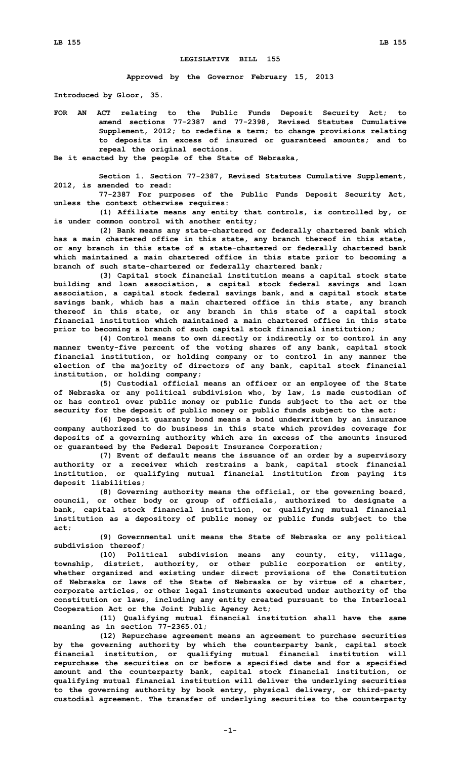# LEGISLATIVE BILL 155

**Approved by the Governor February 15, 2013**

**Introduced by Gloor, 35.**

**FOR AN ACT relating to the Public Funds Deposit Security Act; to amend sections 77-2387 and 77-2398, Revised Statutes Cumulative Supplement, 2012; to redefine a term; to change provisions relating to deposits in excess of insured or guaranteed amounts; and to repeal the original sections.**

**Be it enacted by the people of the State of Nebraska,**

**Section 1. Section 77-2387, Revised Statutes Cumulative Supplement, 2012, is amended to read:**

**77-2387 For purposes of the Public Funds Deposit Security Act, unless the context otherwise requires:**

**(1) Affiliate means any entity that controls, is controlled by, or is under common control with another entity;**

**(2) Bank means any state-chartered or federally chartered bank which has a main chartered office in this state, any branch thereof in this state, or any branch in this state of a state-chartered or federally chartered bank which maintained a main chartered office in this state prior to becoming a branch of such state-chartered or federally chartered bank;**

**(3) Capital stock financial institution means a capital stock state building and loan association, a capital stock federal savings and loan association, a capital stock federal savings bank, and a capital stock state savings bank, which has a main chartered office in this state, any branch thereof in this state, or any branch in this state of a capital stock financial institution which maintained a main chartered office in this state prior to becoming a branch of such capital stock financial institution;**

**(4) Control means to own directly or indirectly or to control in any manner twenty-five percent of the voting shares of any bank, capital stock financial institution, or holding company or to control in any manner the election of the majority of directors of any bank, capital stock financial institution, or holding company;**

**(5) Custodial official means an officer or an employee of the State of Nebraska or any political subdivision who, by law, is made custodian of or has control over public money or public funds subject to the act or the security for the deposit of public money or public funds subject to the act;**

**(6) Deposit guaranty bond means a bond underwritten by an insurance company authorized to do business in this state which provides coverage for deposits of a governing authority which are in excess of the amounts insured or guaranteed by the Federal Deposit Insurance Corporation;**

**(7) Event of default means the issuance of an order by a supervisory authority or a receiver which restrains a bank, capital stock financial institution, or qualifying mutual financial institution from paying its deposit liabilities;**

**(8) Governing authority means the official, or the governing board, council, or other body or group of officials, authorized to designate a bank, capital stock financial institution, or qualifying mutual financial institution as a depository of public money or public funds subject to the act;**

**(9) Governmental unit means the State of Nebraska or any political subdivision thereof;**

**(10) Political subdivision means any county, city, village, township, district, authority, or other public corporation or entity, whether organized and existing under direct provisions of the Constitution of Nebraska or laws of the State of Nebraska or by virtue of a charter, corporate articles, or other legal instruments executed under authority of the constitution or laws, including any entity created pursuant to the Interlocal Cooperation Act or the Joint Public Agency Act;**

**(11) Qualifying mutual financial institution shall have the same meaning as in section 77-2365.01;**

**(12) Repurchase agreement means an agreement to purchase securities by the governing authority by which the counterparty bank, capital stock financial institution, or qualifying mutual financial institution will repurchase the securities on or before a specified date and for a specified amount and the counterparty bank, capital stock financial institution, or qualifying mutual financial institution will deliver the underlying securities to the governing authority by book entry, physical delivery, or third-party custodial agreement. The transfer of underlying securities to the counterparty**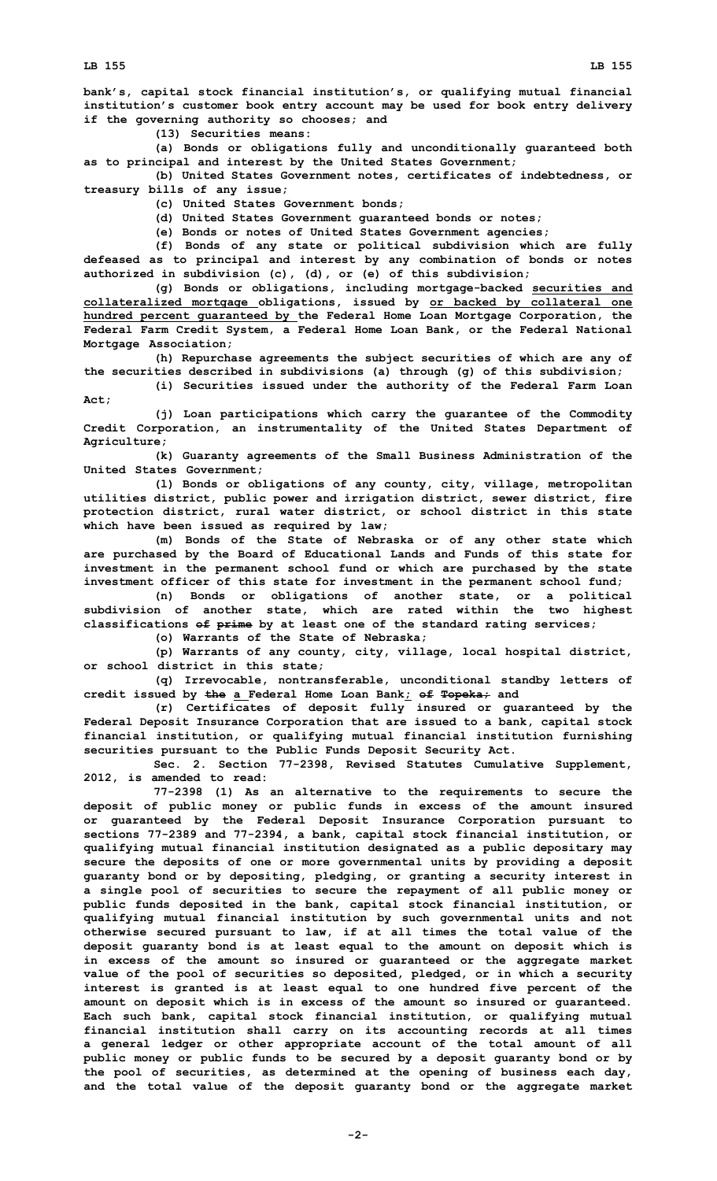bank's, capital stock financial institution's, or qualifying mutual financial institution's customer book entry account may be used for book entry delivery if the governing authority so chooses; and

(13) Securities means:

(a) Bonds or obligations fully and unconditionally guaranteed both as to principal and interest by the United States Government;

(b) United States Government notes, certificates of indebtedness, or treasury bills of any issue;

(c) United States Government bonds;

(d) United States Government guaranteed bonds or notes;

(e) Bonds or notes of United States Government agencies;

(f) Bonds of any state or political subdivision which are fully defeased as to principal and interest by any combination of bonds or notes authorized in subdivision (c), (d), or (e) of this subdivision;

(g) Bonds or obligations, including mortgage-backed securities and collateralized mortgage obligations, issued by or backed by collateral one hundred percent guaranteed by the Federal Home Loan Mortgage Corporation, the Federal Farm Credit System, a Federal Home Loan Bank, or the Federal National Mortgage Association;

(h) Repurchase agreements the subject securities of which are any of the securities described in subdivisions (a) through (g) of this subdivision;

(i) Securities issued under the authority of the Federal Farm Loan Act;

(j) Loan participations which carry the guarantee of the Commodity Credit Corporation, an instrumentality of the United States Department of Agriculture;

(k) Guaranty agreements of the Small Business Administration of the United States Government;

(l) Bonds or obligations of any county, city, village, metropolitan utilities district, public power and irrigation district, sewer district, fire protection district, rural water district, or school district in this state which have been issued as required by law;

(m) Bonds of the State of Nebraska or of any other state which are purchased by the Board of Educational Lands and Funds of this state for investment in the permanent school fund or which are purchased by the state investment officer of this state for investment in the permanent school fund;

(n) Bonds or obligations of another state, or a political subdivision of another state, which are rated within the two highest classifications ~~of prime~~ by at least one of the standard rating services;

(o) Warrants of the State of Nebraska;

(p) Warrants of any county, city, village, local hospital district, or school district in this state;

(q) Irrevocable, nontransferable, unconditional standby letters of credit issued by ~~the~~ a Federal Home Loan Bank; ~~of Topeka;~~ and

(r) Certificates of deposit fully insured or guaranteed by the Federal Deposit Insurance Corporation that are issued to a bank, capital stock financial institution, or qualifying mutual financial institution furnishing securities pursuant to the Public Funds Deposit Security Act.

Sec. 2. Section 77-2398, Revised Statutes Cumulative Supplement, 2012, is amended to read:

77-2398 (1) As an alternative to the requirements to secure the deposit of public money or public funds in excess of the amount insured or guaranteed by the Federal Deposit Insurance Corporation pursuant to sections 77-2389 and 77-2394, a bank, capital stock financial institution, or qualifying mutual financial institution designated as a public depositary may secure the deposits of one or more governmental units by providing a deposit guaranty bond or by depositing, pledging, or granting a security interest in a single pool of securities to secure the repayment of all public money or public funds deposited in the bank, capital stock financial institution, or qualifying mutual financial institution by such governmental units and not otherwise secured pursuant to law, if at all times the total value of the deposit guaranty bond is at least equal to the amount on deposit which is in excess of the amount so insured or guaranteed or the aggregate market value of the pool of securities so deposited, pledged, or in which a security interest is granted is at least equal to one hundred five percent of the amount on deposit which is in excess of the amount so insured or guaranteed. Each such bank, capital stock financial institution, or qualifying mutual financial institution shall carry on its accounting records at all times a general ledger or other appropriate account of the total amount of all public money or public funds to be secured by a deposit guaranty bond or by the pool of securities, as determined at the opening of business each day, and the total value of the deposit guaranty bond or the aggregate market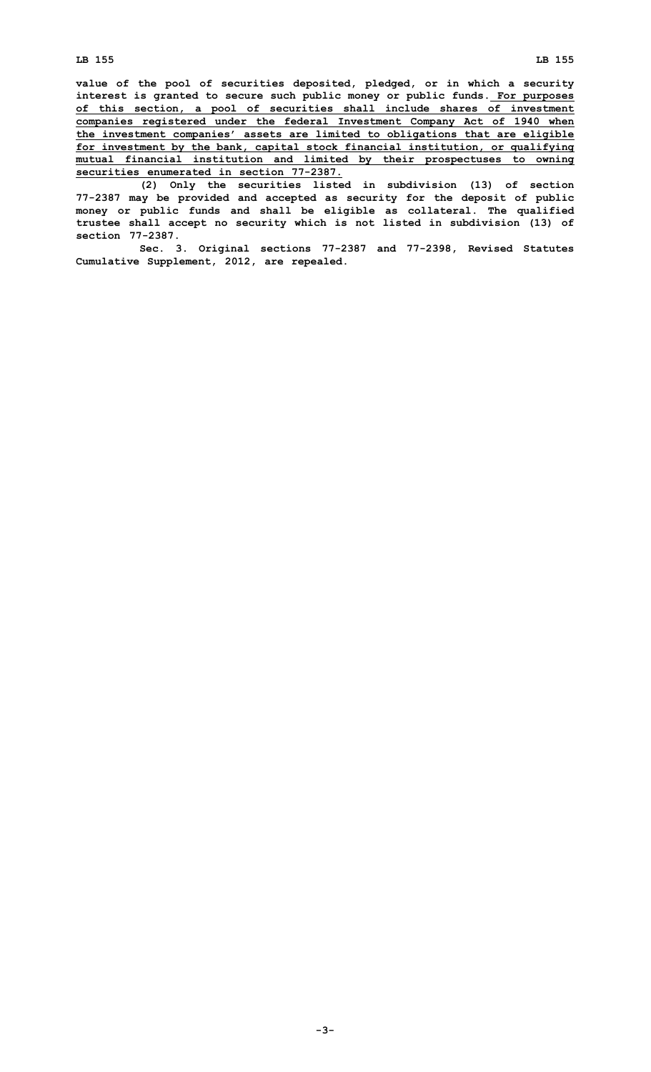value of the pool of securities deposited, pledged, or in which a security interest is granted to secure such public money or public funds. <u>For purposes of this section, a pool of securities shall include shares of investment companies registered under the federal Investment Company Act of 1940 when the investment companies' assets are limited to obligations that are eligible for investment by the bank, capital stock financial institution, or qualifying mutual financial institution and limited by their prospectuses to owning securities enumerated in section 77-2387.</u>

(2) Only the securities listed in subdivision (13) of section 77-2387 may be provided and accepted as security for the deposit of public money or public funds and shall be eligible as collateral. The qualified trustee shall accept no security which is not listed in subdivision (13) of section 77-2387.

Sec. 3. Original sections 77-2387 and 77-2398, Revised Statutes Cumulative Supplement, 2012, are repealed.